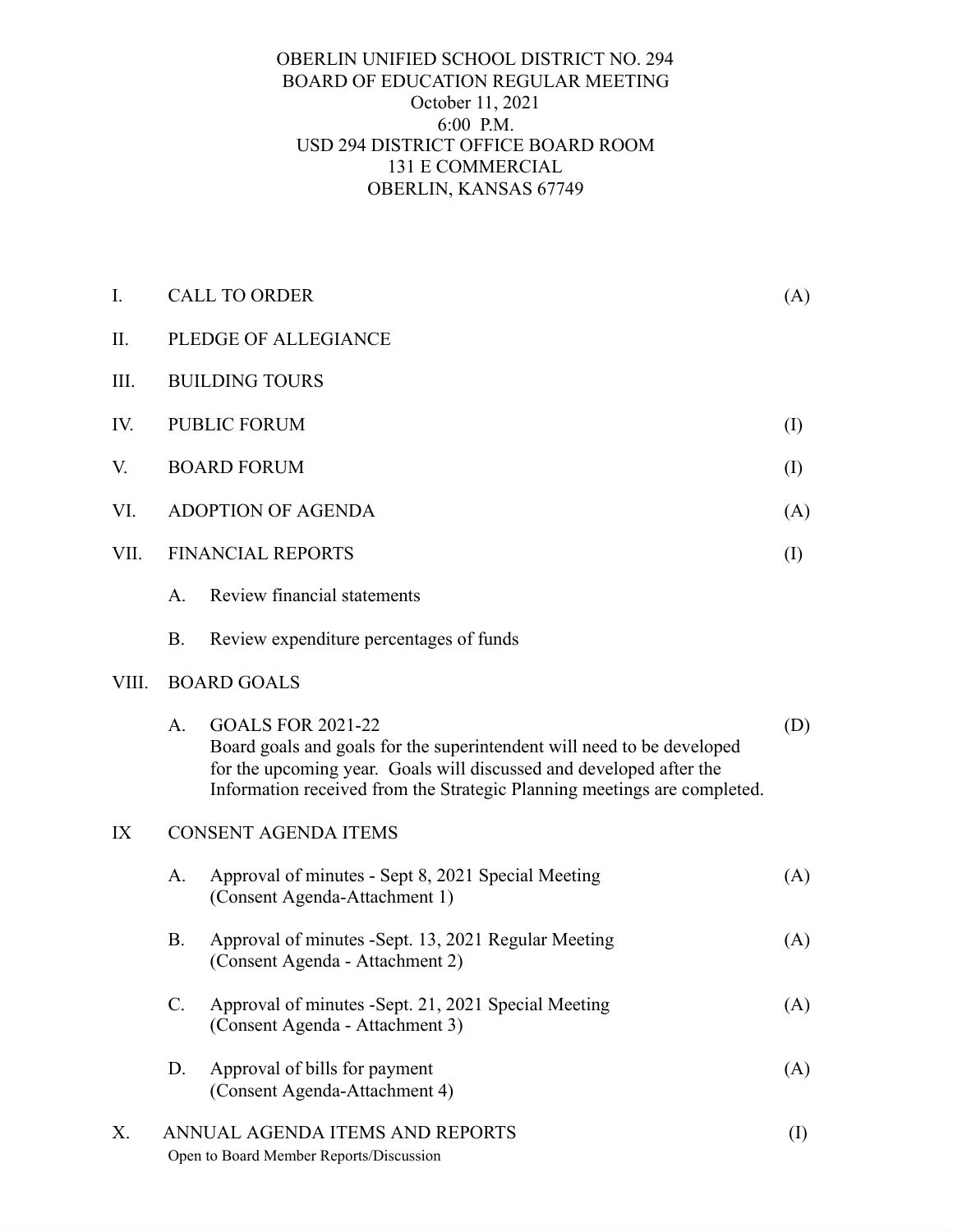OBERLIN UNIFIED SCHOOL DISTRICT NO. 294
BOARD OF EDUCATION REGULAR MEETING
October 11, 2021
6:00 P.M.
USD 294 DISTRICT OFFICE BOARD ROOM
131 E COMMERCIAL
OBERLIN, KANSAS 67749

I. CALL TO ORDER (A)

II. PLEDGE OF ALLEGIANCE

III. BUILDING TOURS

IV. PUBLIC FORUM (I)

V. BOARD FORUM (I)

VI. ADOPTION OF AGENDA (A)

VII. FINANCIAL REPORTS (I)

- A. Review financial statements
- B. Review expenditure percentages of funds

VIII. BOARD GOALS

- A. GOALS FOR 2021-22 (D)
  Board goals and goals for the superintendent will need to be developed for the upcoming year. Goals will discussed and developed after the Information received from the Strategic Planning meetings are completed.

IX CONSENT AGENDA ITEMS

- A. Approval of minutes - Sept 8, 2021 Special Meeting (A)
  (Consent Agenda-Attachment 1)
- B. Approval of minutes -Sept. 13, 2021 Regular Meeting (A)
  (Consent Agenda - Attachment 2)
- C. Approval of minutes -Sept. 21, 2021 Special Meeting (A)
  (Consent Agenda - Attachment 3)
- D. Approval of bills for payment (A)
  (Consent Agenda-Attachment 4)

X. ANNUAL AGENDA ITEMS AND REPORTS (I)
Open to Board Member Reports/Discussion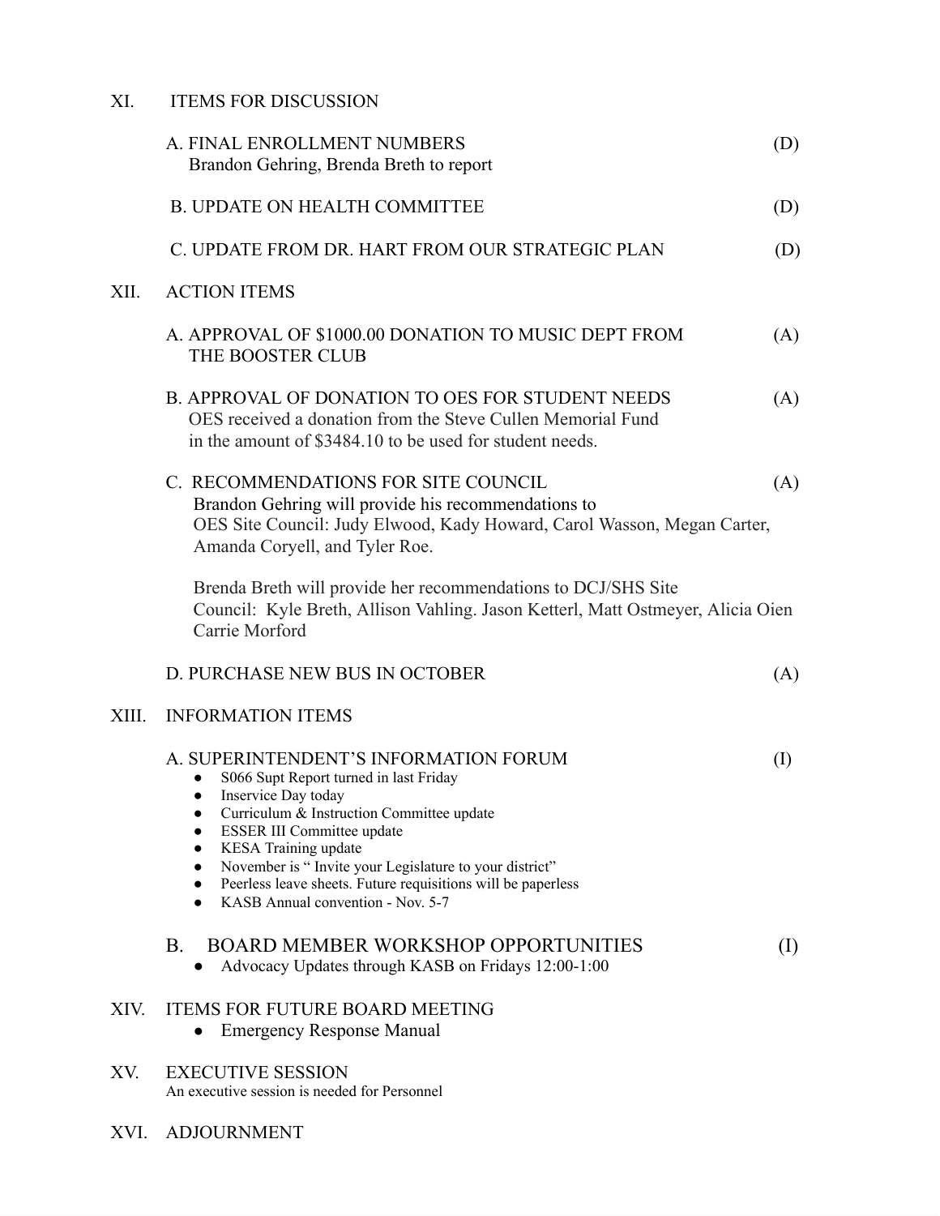## XI. ITEMS FOR DISCUSSION

A. FINAL ENROLLMENT NUMBERS (D)
Brandon Gehring, Brenda Breth to report

B. UPDATE ON HEALTH COMMITTEE (D)

C. UPDATE FROM DR. HART FROM OUR STRATEGIC PLAN (D)

## XII. ACTION ITEMS

A. APPROVAL OF $1000.00 DONATION TO MUSIC DEPT FROM THE BOOSTER CLUB (A)

B. APPROVAL OF DONATION TO OES FOR STUDENT NEEDS (A)
OES received a donation from the Steve Cullen Memorial Fund in the amount of $3484.10 to be used for student needs.

C. RECOMMENDATIONS FOR SITE COUNCIL (A)
Brandon Gehring will provide his recommendations to OES Site Council: Judy Elwood, Kady Howard, Carol Wasson, Megan Carter, Amanda Coryell, and Tyler Roe.

Brenda Breth will provide her recommendations to DCJ/SHS Site Council: Kyle Breth, Allison Vahling. Jason Ketterl, Matt Ostmeyer, Alicia Oien Carrie Morford

D. PURCHASE NEW BUS IN OCTOBER (A)

## XIII. INFORMATION ITEMS

A. SUPERINTENDENT'S INFORMATION FORUM (I)

- S066 Supt Report turned in last Friday
- Inservice Day today
- Curriculum & Instruction Committee update
- ESSER III Committee update
- KESA Training update
- November is " Invite your Legislature to your district"
- Peerless leave sheets. Future requisitions will be paperless
- KASB Annual convention - Nov. 5-7

B. BOARD MEMBER WORKSHOP OPPORTUNITIES (I)

- Advocacy Updates through KASB on Fridays 12:00-1:00

## XIV. ITEMS FOR FUTURE BOARD MEETING

- Emergency Response Manual

## XV. EXECUTIVE SESSION

An executive session is needed for Personnel

## XVI. ADJOURNMENT